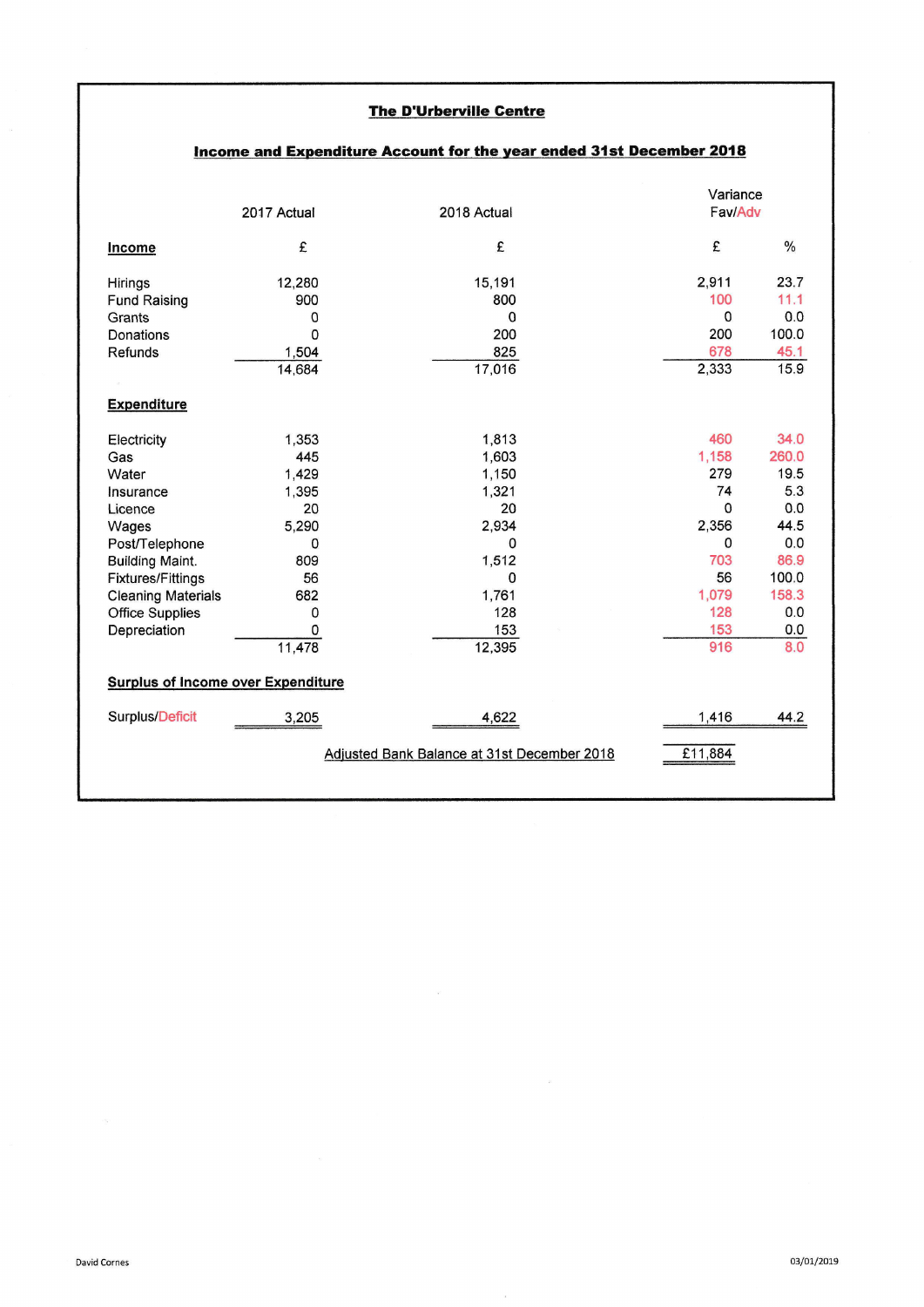## The D'Urberville Centre

### Income and Expenditure Account for the year ended 31st December 2018

| | 2017 Actual | 2018 Actual | Variance Fav/Adv | |
|---|---|---|---|---|
| **Income** | £ | £ | £ | % |
| Hirings | 12,280 | 15,191 | 2,911 | 23.7 |
| Fund Raising | 900 | 800 | 100 | 11.1 |
| Grants | 0 | 0 | 0 | 0.0 |
| Donations | 0 | 200 | 200 | 100.0 |
| Refunds | 1,504 | 825 | 678 | 45.1 |
| | 14,684 | 17,016 | 2,333 | 15.9 |
| **Expenditure** | | | | |
| Electricity | 1,353 | 1,813 | 460 | 34.0 |
| Gas | 445 | 1,603 | 1,158 | 260.0 |
| Water | 1,429 | 1,150 | 279 | 19.5 |
| Insurance | 1,395 | 1,321 | 74 | 5.3 |
| Licence | 20 | 20 | 0 | 0.0 |
| Wages | 5,290 | 2,934 | 2,356 | 44.5 |
| Post/Telephone | 0 | 0 | 0 | 0.0 |
| Building Maint. | 809 | 1,512 | 703 | 86.9 |
| Fixtures/Fittings | 56 | 0 | 56 | 100.0 |
| Cleaning Materials | 682 | 1,761 | 1,079 | 158.3 |
| Office Supplies | 0 | 128 | 128 | 0.0 |
| Depreciation | 0 | 153 | 153 | 0.0 |
| | 11,478 | 12,395 | 916 | 8.0 |
| **Surplus of Income over Expenditure** | | | | |
| Surplus/Deficit | 3,205 | 4,622 | 1,416 | 44.2 |
| | | Adjusted Bank Balance at 31st December 2018 | £11,884 | |

David Cornes

03/01/2019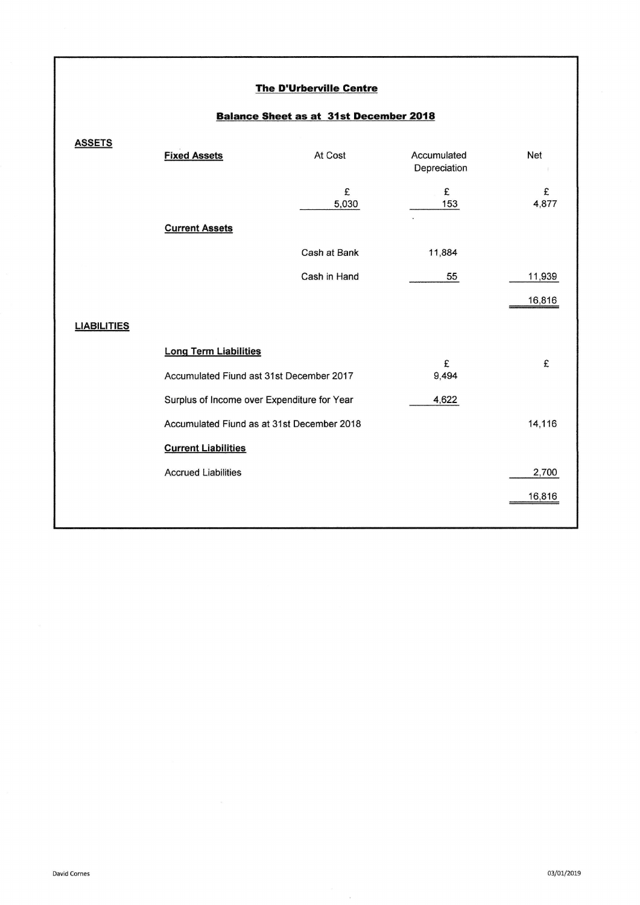**The D'Urberville Centre**

**Balance Sheet as at 31st December 2018**

| | | | | |
|---|---|---|---|---|
| **ASSETS** | **Fixed Assets** | At Cost | Accumulated Depreciation | Net |
| | | £ | £ | £ |
| | | 5,030 | 153 | 4,877 |
| | **Current Assets** | | | |
| | | Cash at Bank | 11,884 | |
| | | Cash in Hand | 55 | 11,939 |
| | | | | 16,816 |
| **LIABILITIES** | | | | |
| | **Long Term Liabilities** | | £ | £ |
| | Accumulated Fiund ast 31st December 2017 | | 9,494 | |
| | Surplus of Income over Expenditure for Year | | 4,622 | |
| | Accumulated Fiund as at 31st December 2018 | | | 14,116 |
| | **Current Liabilities** | | | |
| | Accrued Liabilities | | | 2,700 |
| | | | | 16,816 |

David Cornes

03/01/2019